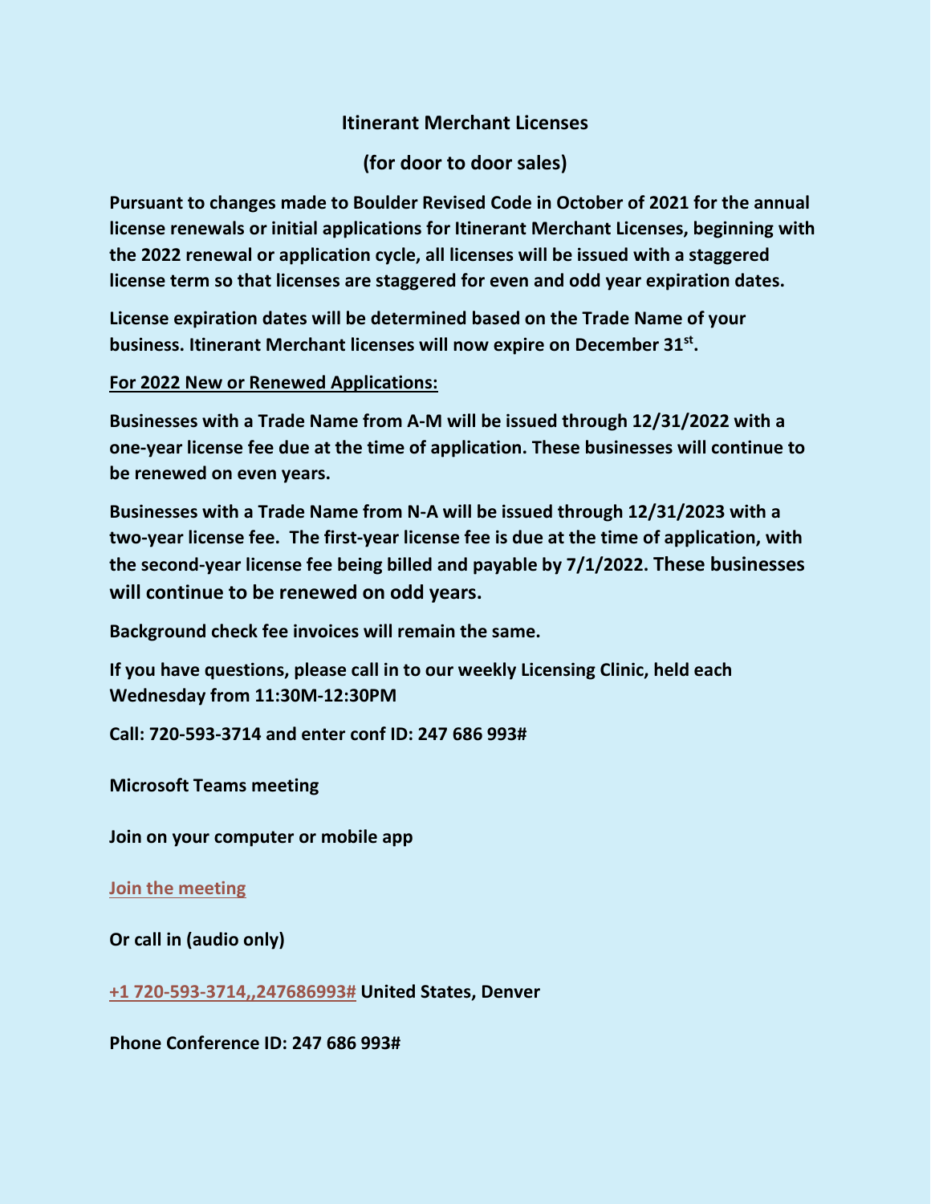# Itinerant Merchant Licenses

## (for door to door sales)

**Pursuant to changes made to Boulder Revised Code in October of 2021 for the annual license renewals or initial applications for Itinerant Merchant Licenses, beginning with the 2022 renewal or application cycle, all licenses will be issued with a staggered license term so that licenses are staggered for even and odd year expiration dates.**

**License expiration dates will be determined based on the Trade Name of your business. Itinerant Merchant licenses will now expire on December 31st.**

**For 2022 New or Renewed Applications:**

**Businesses with a Trade Name from A-M will be issued through 12/31/2022 with a one-year license fee due at the time of application. These businesses will continue to be renewed on even years.**

**Businesses with a Trade Name from N-A will be issued through 12/31/2023 with a two-year license fee. The first-year license fee is due at the time of application, with the second-year license fee being billed and payable by 7/1/2022. These businesses will continue to be renewed on odd years.**

**Background check fee invoices will remain the same.**

**If you have questions, please call in to our weekly Licensing Clinic, held each Wednesday from 11:30M-12:30PM**

**Call: 720-593-3714 and enter conf ID: 247 686 993#**

**Microsoft Teams meeting**

**Join on your computer or mobile app**

**Join the meeting**

**Or call in (audio only)**

**+1 720-593-3714,,247686993# United States, Denver**

**Phone Conference ID: 247 686 993#**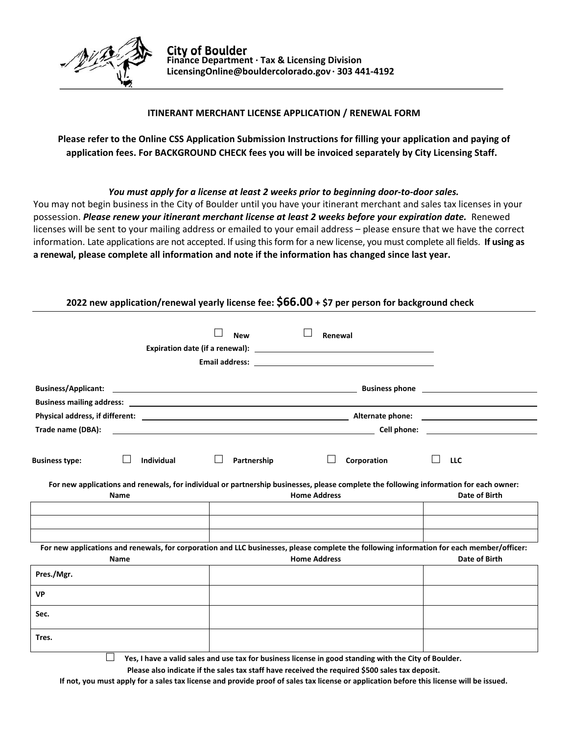**City of Boulder**
**Finance Department · Tax & Licensing Division**
**LicensingOnline@bouldercolorado.gov · 303 441-4192**

---

### ITINERANT MERCHANT LICENSE APPLICATION / RENEWAL FORM

**Please refer to the Online CSS Application Submission Instructions for filling your application and paying of application fees. For BACKGROUND CHECK fees you will be invoiced separately by City Licensing Staff.**

***You must apply for a license at least 2 weeks prior to beginning door-to-door sales.***

You may not begin business in the City of Boulder until you have your itinerant merchant and sales tax licenses in your possession. ***Please renew your itinerant merchant license at least 2 weeks before your expiration date.*** Renewed licenses will be sent to your mailing address or emailed to your email address – please ensure that we have the correct information. Late applications are not accepted. If using this form for a new license, you must complete all fields. **If using as a renewal, please complete all information and note if the information has changed since last year.**

**2022 new application/renewal yearly license fee: $66.00 + $7 per person for background check**

---

☐ **New** ☐ **Renewal**

**Expiration date (if a renewal):** ______________________

**Email address:** ______________________

**Business/Applicant:** ______________________ **Business phone** ______________________

**Business mailing address:** ______________________

**Physical address, if different:** ______________________ **Alternate phone:** ______________________

**Trade name (DBA):** ______________________ **Cell phone:** ______________________

**Business type:** ☐ **Individual** ☐ **Partnership** ☐ **Corporation** ☐ **LLC**

**For new applications and renewals, for individual or partnership businesses, please complete the following information for each owner:**

| Name | Home Address | Date of Birth |
|---|---|---|
| | | |
| | | |
| | | |

**For new applications and renewals, for corporation and LLC businesses, please complete the following information for each member/officer:**

| Name | Home Address | Date of Birth |
|---|---|---|
| **Pres./Mgr.** | | |
| **VP** | | |
| **Sec.** | | |
| **Tres.** | | |

☐ **Yes, I have a valid sales and use tax for business license in good standing with the City of Boulder.**

**Please also indicate if the sales tax staff have received the required $500 sales tax deposit.**

**If not, you must apply for a sales tax license and provide proof of sales tax license or application before this license will be issued.**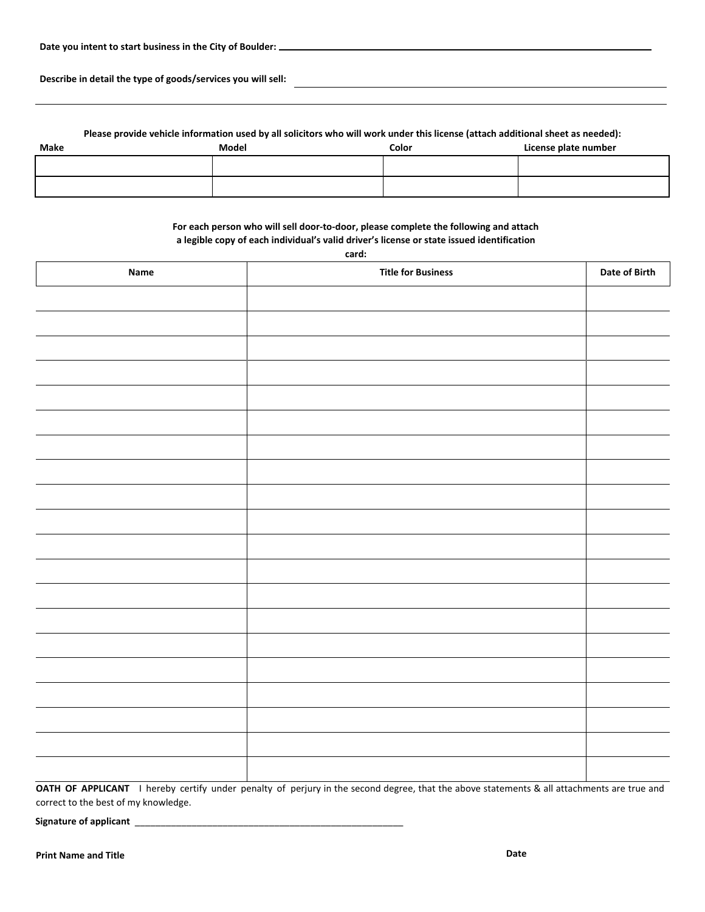Date you intent to start business in the City of Boulder: ___________________________________________

Describe in detail the type of goods/services you will sell: ___________________________________________

_____________________________________________________________________________________

**Please provide vehicle information used by all solicitors who will work under this license (attach additional sheet as needed):**

| Make | Model | Color | License plate number |
|---|---|---|---|
| | | | |
| | | | |

**For each person who will sell door-to-door, please complete the following and attach a legible copy of each individual's valid driver's license or state issued identification card:**

| Name | Title for Business | Date of Birth |
|---|---|---|
| | | |
| | | |
| | | |
| | | |
| | | |
| | | |
| | | |
| | | |
| | | |
| | | |
| | | |
| | | |
| | | |
| | | |
| | | |
| | | |
| | | |
| | | |
| | | |
| | | |

**OATH OF APPLICANT** I hereby certify under penalty of perjury in the second degree, that the above statements & all attachments are true and correct to the best of my knowledge.

**Signature of applicant** ______________________________________________________

**Print Name and Title** **Date**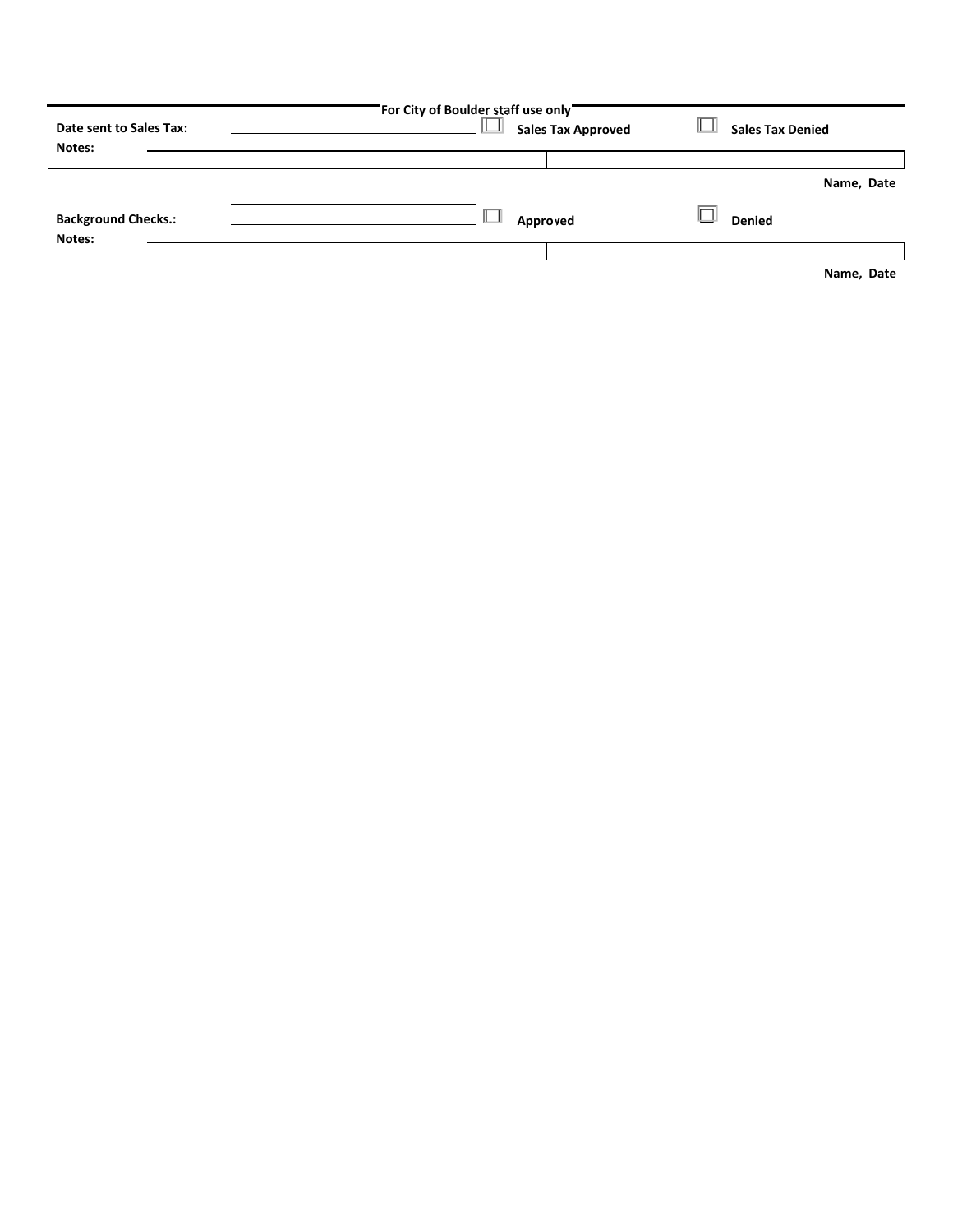**For City of Boulder staff use only**

**Date sent to Sales Tax:** ____________________ ☐ **Sales Tax Approved** ☐ **Sales Tax Denied**

**Notes:** ____________________

**Name, Date**

**Background Checks.:** ____________________ ☐ **Approved** ☐ **Denied**

**Notes:** ____________________

**Name, Date**